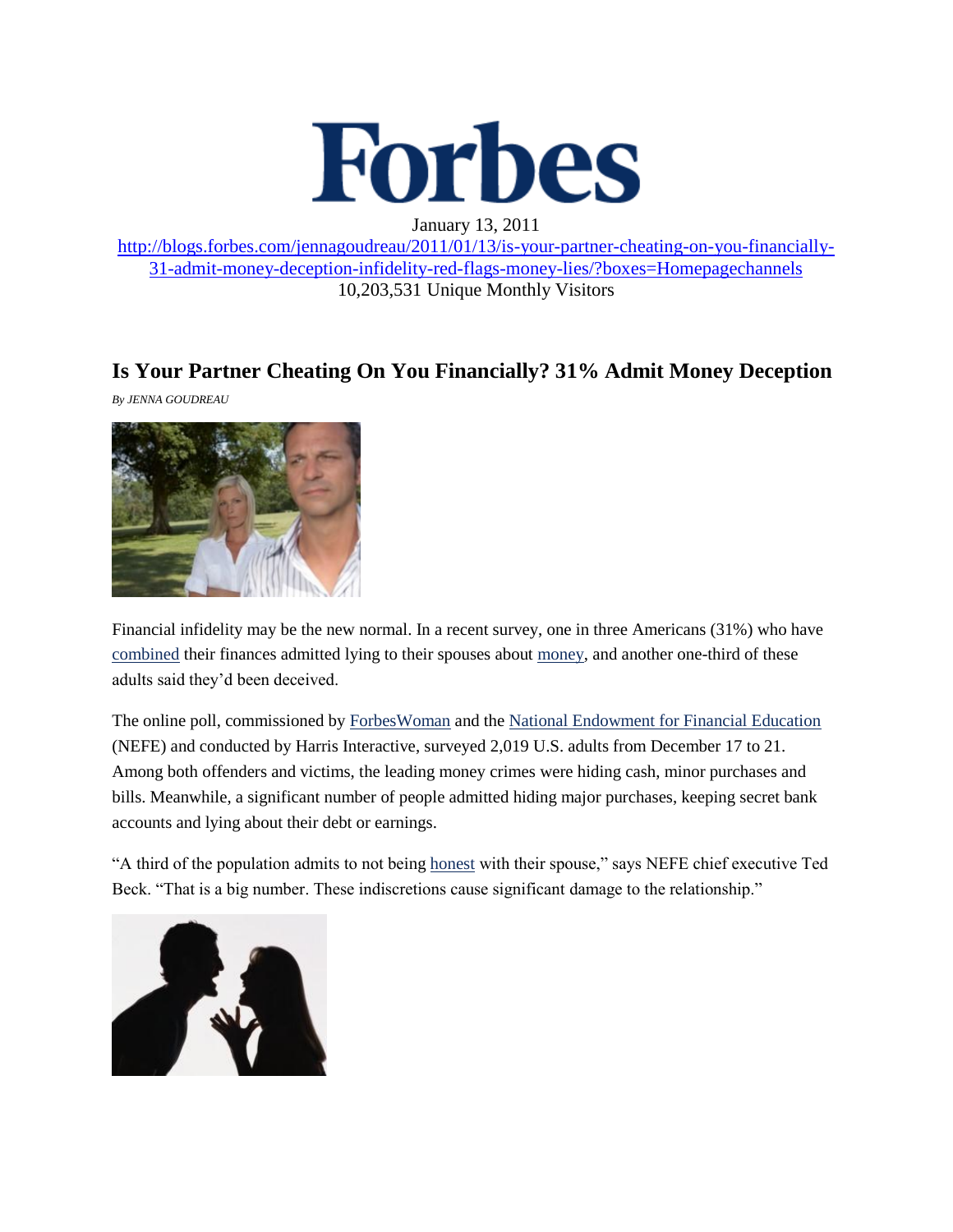# Forbes

January 13, 2011

http://blogs.forbes.com/jennagoudreau/2011/01/13/is-your-partner-cheating-on-you-financially-31-admit-money-deception-infidelity-red-flags-money-lies/?boxes=Homepagechannels

10,203,531 Unique Monthly Visitors

## Is Your Partner Cheating On You Financially? 31% Admit Money Deception

*By JENNA GOUDREAU*

Financial infidelity may be the new normal. In a recent survey, one in three Americans (31%) who have combined their finances admitted lying to their spouses about money, and another one-third of these adults said they'd been deceived.

The online poll, commissioned by ForbesWoman and the National Endowment for Financial Education (NEFE) and conducted by Harris Interactive, surveyed 2,019 U.S. adults from December 17 to 21. Among both offenders and victims, the leading money crimes were hiding cash, minor purchases and bills. Meanwhile, a significant number of people admitted hiding major purchases, keeping secret bank accounts and lying about their debt or earnings.

"A third of the population admits to not being honest with their spouse," says NEFE chief executive Ted Beck. "That is a big number. These indiscretions cause significant damage to the relationship."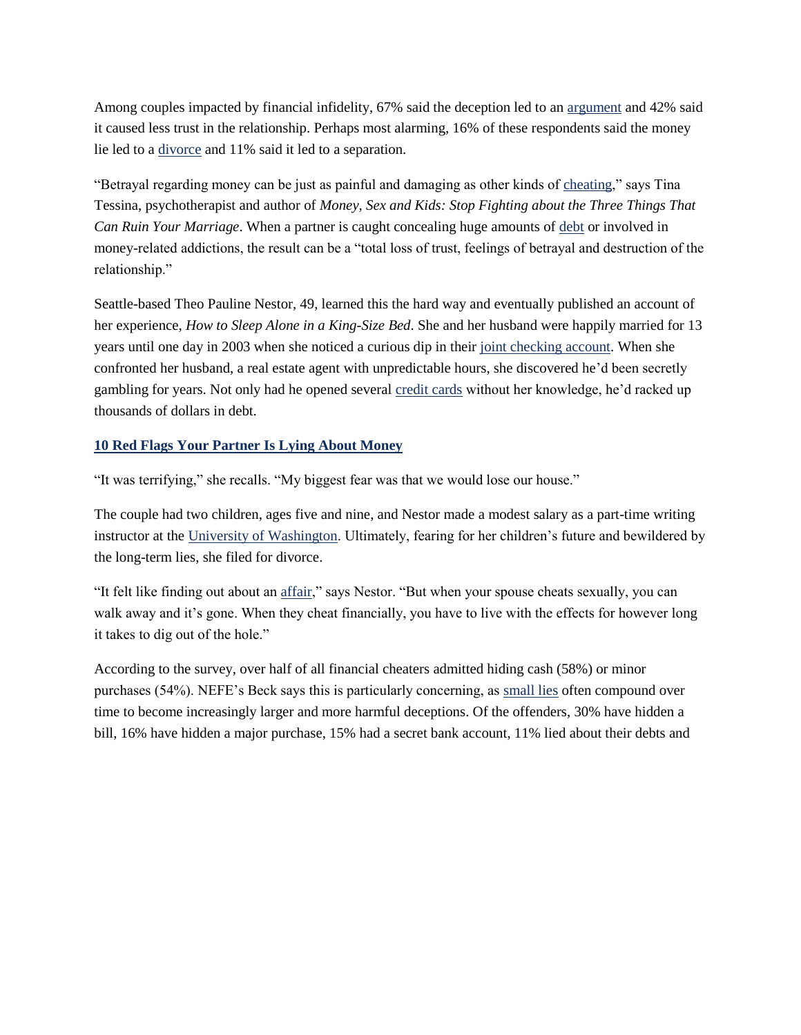Among couples impacted by financial infidelity, 67% said the deception led to an argument and 42% said it caused less trust in the relationship. Perhaps most alarming, 16% of these respondents said the money lie led to a divorce and 11% said it led to a separation.

"Betrayal regarding money can be just as painful and damaging as other kinds of cheating," says Tina Tessina, psychotherapist and author of *Money, Sex and Kids: Stop Fighting about the Three Things That Can Ruin Your Marriage*. When a partner is caught concealing huge amounts of debt or involved in money-related addictions, the result can be a "total loss of trust, feelings of betrayal and destruction of the relationship."

Seattle-based Theo Pauline Nestor, 49, learned this the hard way and eventually published an account of her experience, *How to Sleep Alone in a King-Size Bed*. She and her husband were happily married for 13 years until one day in 2003 when she noticed a curious dip in their joint checking account. When she confronted her husband, a real estate agent with unpredictable hours, she discovered he'd been secretly gambling for years. Not only had he opened several credit cards without her knowledge, he'd racked up thousands of dollars in debt.

**10 Red Flags Your Partner Is Lying About Money**

"It was terrifying," she recalls. "My biggest fear was that we would lose our house."

The couple had two children, ages five and nine, and Nestor made a modest salary as a part-time writing instructor at the University of Washington. Ultimately, fearing for her children's future and bewildered by the long-term lies, she filed for divorce.

"It felt like finding out about an affair," says Nestor. "But when your spouse cheats sexually, you can walk away and it's gone. When they cheat financially, you have to live with the effects for however long it takes to dig out of the hole."

According to the survey, over half of all financial cheaters admitted hiding cash (58%) or minor purchases (54%). NEFE's Beck says this is particularly concerning, as small lies often compound over time to become increasingly larger and more harmful deceptions. Of the offenders, 30% have hidden a bill, 16% have hidden a major purchase, 15% had a secret bank account, 11% lied about their debts and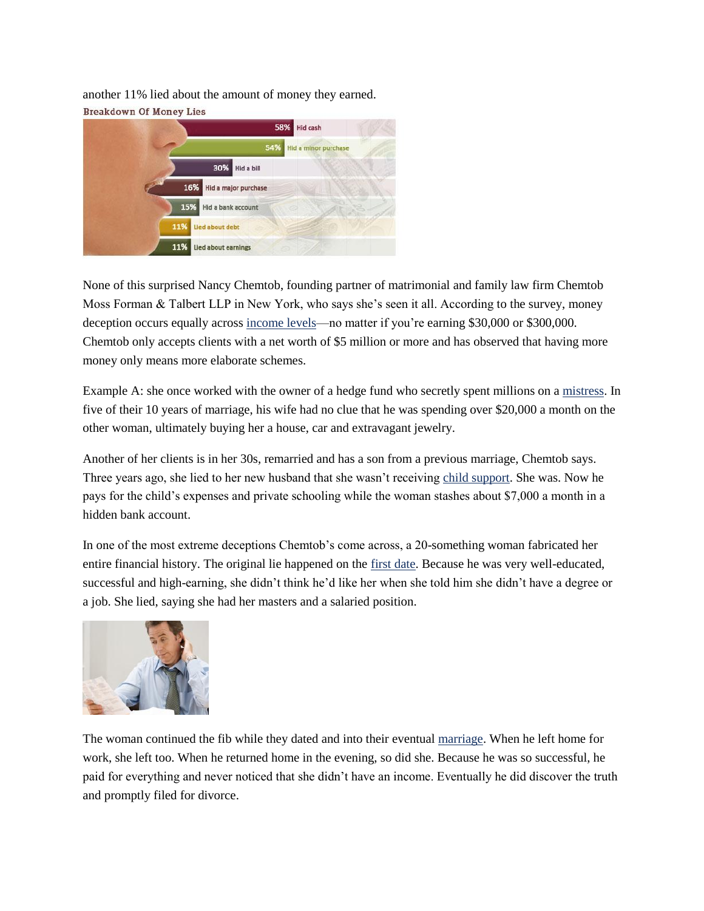another 11% lied about the amount of money they earned.

**Breakdown Of Money Lies**

| Percentage | Lie |
| --- | --- |
| 58% | Hid cash |
| 54% | Hid a minor purchase |
| 30% | Hid a bill |
| 16% | Hid a major purchase |
| 15% | Hid a bank account |
| 11% | Lied about debt |
| 11% | Lied about earnings |

None of this surprised Nancy Chemtob, founding partner of matrimonial and family law firm Chemtob Moss Forman & Talbert LLP in New York, who says she's seen it all. According to the survey, money deception occurs equally across income levels—no matter if you're earning $30,000 or $300,000. Chemtob only accepts clients with a net worth of $5 million or more and has observed that having more money only means more elaborate schemes.

Example A: she once worked with the owner of a hedge fund who secretly spent millions on a mistress. In five of their 10 years of marriage, his wife had no clue that he was spending over $20,000 a month on the other woman, ultimately buying her a house, car and extravagant jewelry.

Another of her clients is in her 30s, remarried and has a son from a previous marriage, Chemtob says. Three years ago, she lied to her new husband that she wasn't receiving child support. She was. Now he pays for the child's expenses and private schooling while the woman stashes about $7,000 a month in a hidden bank account.

In one of the most extreme deceptions Chemtob's come across, a 20-something woman fabricated her entire financial history. The original lie happened on the first date. Because he was very well-educated, successful and high-earning, she didn't think he'd like her when she told him she didn't have a degree or a job. She lied, saying she had her masters and a salaried position.

The woman continued the fib while they dated and into their eventual marriage. When he left home for work, she left too. When he returned home in the evening, so did she. Because he was so successful, he paid for everything and never noticed that she didn't have an income. Eventually he did discover the truth and promptly filed for divorce.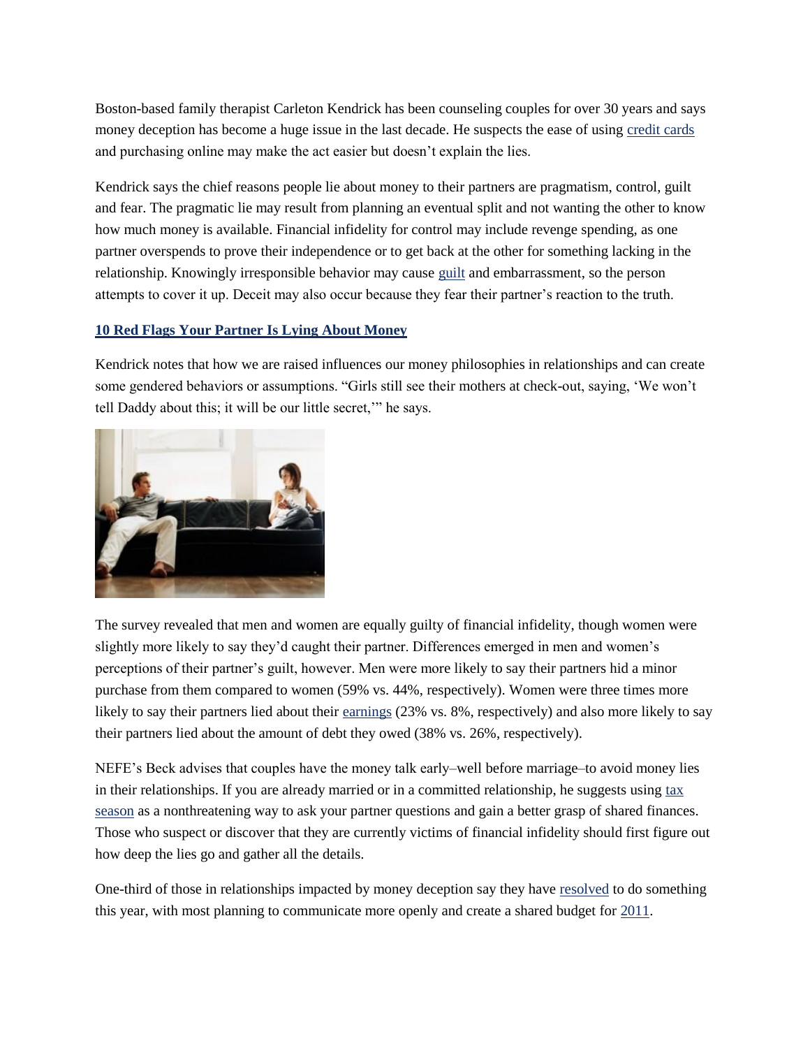Boston-based family therapist Carleton Kendrick has been counseling couples for over 30 years and says money deception has become a huge issue in the last decade. He suspects the ease of using credit cards and purchasing online may make the act easier but doesn't explain the lies.

Kendrick says the chief reasons people lie about money to their partners are pragmatism, control, guilt and fear. The pragmatic lie may result from planning an eventual split and not wanting the other to know how much money is available. Financial infidelity for control may include revenge spending, as one partner overspends to prove their independence or to get back at the other for something lacking in the relationship. Knowingly irresponsible behavior may cause guilt and embarrassment, so the person attempts to cover it up. Deceit may also occur because they fear their partner's reaction to the truth.

**10 Red Flags Your Partner Is Lying About Money**

Kendrick notes that how we are raised influences our money philosophies in relationships and can create some gendered behaviors or assumptions. "Girls still see their mothers at check-out, saying, 'We won't tell Daddy about this; it will be our little secret,'" he says.

The survey revealed that men and women are equally guilty of financial infidelity, though women were slightly more likely to say they'd caught their partner. Differences emerged in men and women's perceptions of their partner's guilt, however. Men were more likely to say their partners hid a minor purchase from them compared to women (59% vs. 44%, respectively). Women were three times more likely to say their partners lied about their earnings (23% vs. 8%, respectively) and also more likely to say their partners lied about the amount of debt they owed (38% vs. 26%, respectively).

NEFE's Beck advises that couples have the money talk early–well before marriage–to avoid money lies in their relationships. If you are already married or in a committed relationship, he suggests using tax season as a nonthreatening way to ask your partner questions and gain a better grasp of shared finances. Those who suspect or discover that they are currently victims of financial infidelity should first figure out how deep the lies go and gather all the details.

One-third of those in relationships impacted by money deception say they have resolved to do something this year, with most planning to communicate more openly and create a shared budget for 2011.